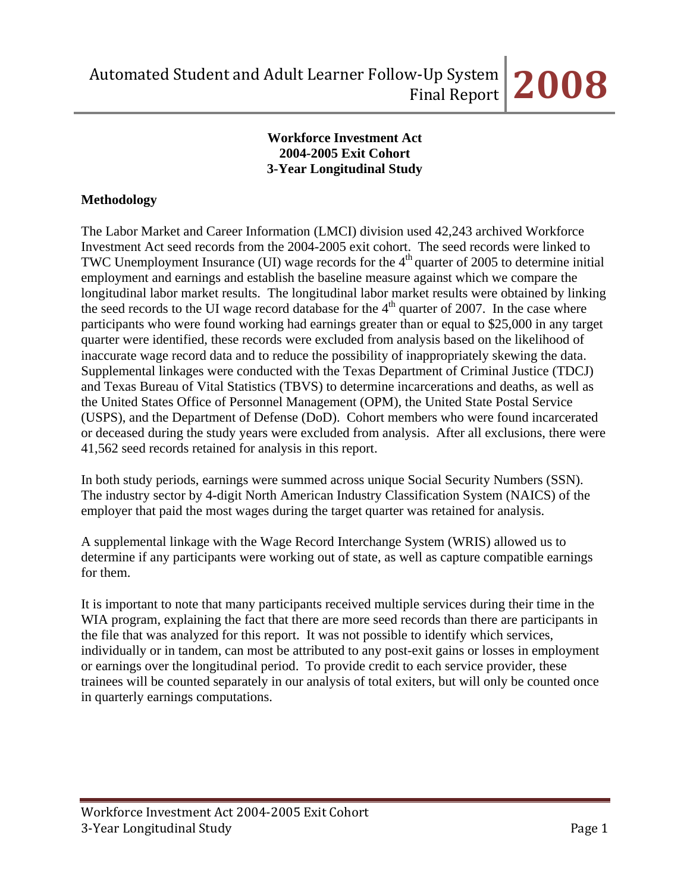**Workforce Investment Act**
**2004-2005 Exit Cohort**
**3-Year Longitudinal Study**

**Methodology**

The Labor Market and Career Information (LMCI) division used 42,243 archived Workforce Investment Act seed records from the 2004-2005 exit cohort. The seed records were linked to TWC Unemployment Insurance (UI) wage records for the 4th quarter of 2005 to determine initial employment and earnings and establish the baseline measure against which we compare the longitudinal labor market results. The longitudinal labor market results were obtained by linking the seed records to the UI wage record database for the 4th quarter of 2007. In the case where participants who were found working had earnings greater than or equal to $25,000 in any target quarter were identified, these records were excluded from analysis based on the likelihood of inaccurate wage record data and to reduce the possibility of inappropriately skewing the data. Supplemental linkages were conducted with the Texas Department of Criminal Justice (TDCJ) and Texas Bureau of Vital Statistics (TBVS) to determine incarcerations and deaths, as well as the United States Office of Personnel Management (OPM), the United State Postal Service (USPS), and the Department of Defense (DoD). Cohort members who were found incarcerated or deceased during the study years were excluded from analysis. After all exclusions, there were 41,562 seed records retained for analysis in this report.

In both study periods, earnings were summed across unique Social Security Numbers (SSN). The industry sector by 4-digit North American Industry Classification System (NAICS) of the employer that paid the most wages during the target quarter was retained for analysis.

A supplemental linkage with the Wage Record Interchange System (WRIS) allowed us to determine if any participants were working out of state, as well as capture compatible earnings for them.

It is important to note that many participants received multiple services during their time in the WIA program, explaining the fact that there are more seed records than there are participants in the file that was analyzed for this report. It was not possible to identify which services, individually or in tandem, can most be attributed to any post-exit gains or losses in employment or earnings over the longitudinal period. To provide credit to each service provider, these trainees will be counted separately in our analysis of total exiters, but will only be counted once in quarterly earnings computations.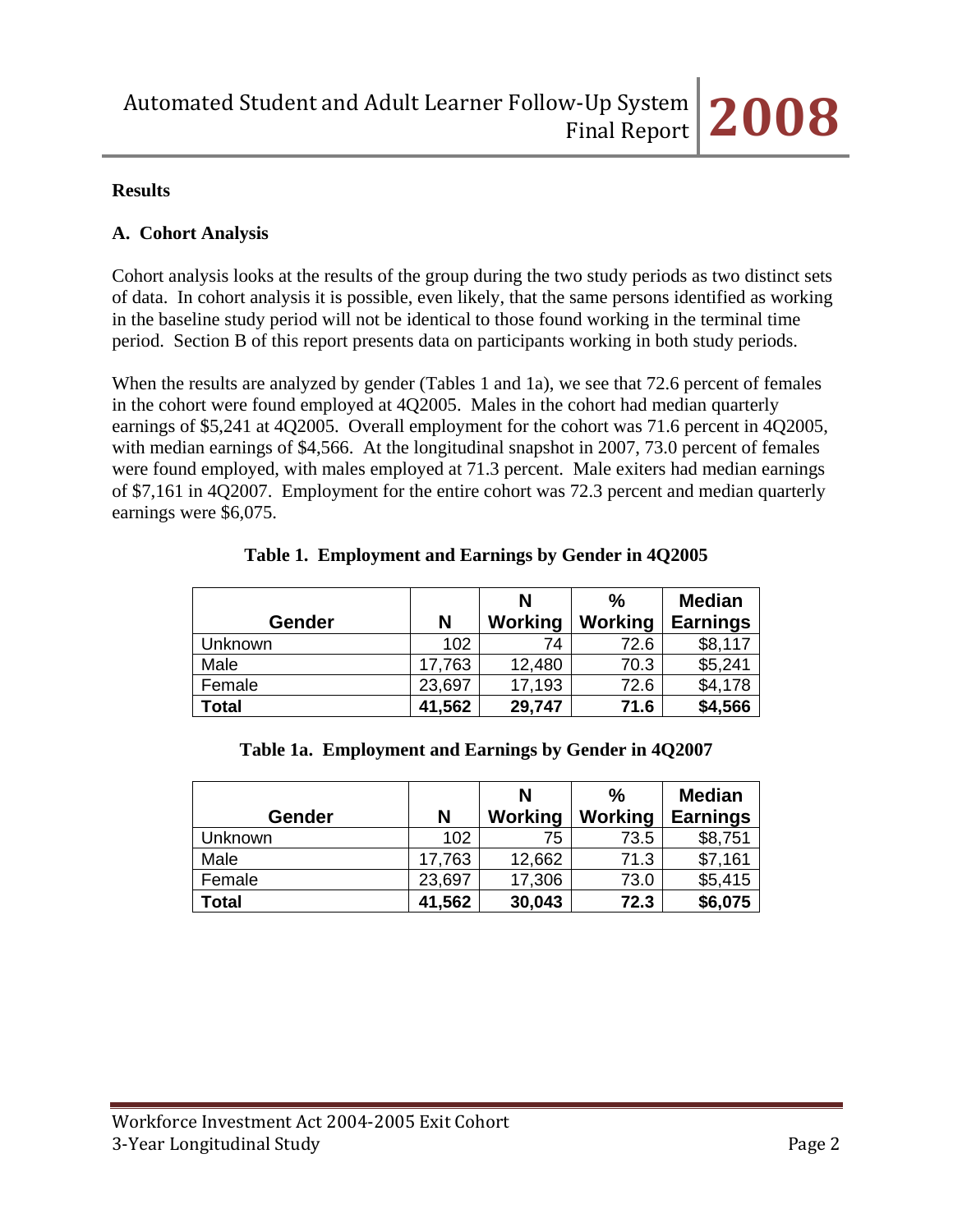## Results

### A. Cohort Analysis

Cohort analysis looks at the results of the group during the two study periods as two distinct sets of data. In cohort analysis it is possible, even likely, that the same persons identified as working in the baseline study period will not be identical to those found working in the terminal time period. Section B of this report presents data on participants working in both study periods.

When the results are analyzed by gender (Tables 1 and 1a), we see that 72.6 percent of females in the cohort were found employed at 4Q2005. Males in the cohort had median quarterly earnings of $5,241 at 4Q2005. Overall employment for the cohort was 71.6 percent in 4Q2005, with median earnings of $4,566. At the longitudinal snapshot in 2007, 73.0 percent of females were found employed, with males employed at 71.3 percent. Male exiters had median earnings of $7,161 in 4Q2007. Employment for the entire cohort was 72.3 percent and median quarterly earnings were $6,075.

**Table 1. Employment and Earnings by Gender in 4Q2005**

| Gender | N | N Working | % Working | Median Earnings |
|---|---|---|---|---|
| Unknown | 102 | 74 | 72.6 | $8,117 |
| Male | 17,763 | 12,480 | 70.3 | $5,241 |
| Female | 23,697 | 17,193 | 72.6 | $4,178 |
| **Total** | **41,562** | **29,747** | **71.6** | **$4,566** |

**Table 1a. Employment and Earnings by Gender in 4Q2007**

| Gender | N | N Working | % Working | Median Earnings |
|---|---|---|---|---|
| Unknown | 102 | 75 | 73.5 | $8,751 |
| Male | 17,763 | 12,662 | 71.3 | $7,161 |
| Female | 23,697 | 17,306 | 73.0 | $5,415 |
| **Total** | **41,562** | **30,043** | **72.3** | **$6,075** |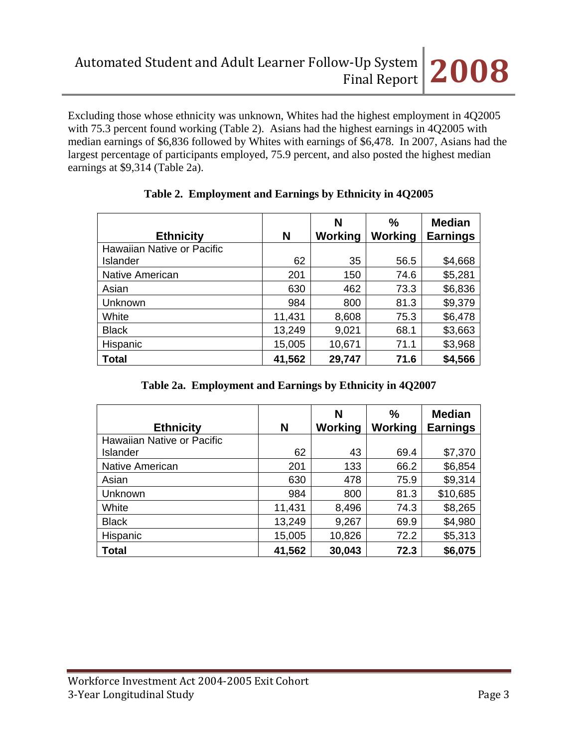Excluding those whose ethnicity was unknown, Whites had the highest employment in 4Q2005 with 75.3 percent found working (Table 2). Asians had the highest earnings in 4Q2005 with median earnings of $6,836 followed by Whites with earnings of $6,478. In 2007, Asians had the largest percentage of participants employed, 75.9 percent, and also posted the highest median earnings at $9,314 (Table 2a).

**Table 2. Employment and Earnings by Ethnicity in 4Q2005**

| Ethnicity | N | N Working | % Working | Median Earnings |
|---|---|---|---|---|
| Hawaiian Native or Pacific Islander | 62 | 35 | 56.5 | $4,668 |
| Native American | 201 | 150 | 74.6 | $5,281 |
| Asian | 630 | 462 | 73.3 | $6,836 |
| Unknown | 984 | 800 | 81.3 | $9,379 |
| White | 11,431 | 8,608 | 75.3 | $6,478 |
| Black | 13,249 | 9,021 | 68.1 | $3,663 |
| Hispanic | 15,005 | 10,671 | 71.1 | $3,968 |
| **Total** | **41,562** | **29,747** | **71.6** | **$4,566** |

**Table 2a. Employment and Earnings by Ethnicity in 4Q2007**

| Ethnicity | N | N Working | % Working | Median Earnings |
|---|---|---|---|---|
| Hawaiian Native or Pacific Islander | 62 | 43 | 69.4 | $7,370 |
| Native American | 201 | 133 | 66.2 | $6,854 |
| Asian | 630 | 478 | 75.9 | $9,314 |
| Unknown | 984 | 800 | 81.3 | $10,685 |
| White | 11,431 | 8,496 | 74.3 | $8,265 |
| Black | 13,249 | 9,267 | 69.9 | $4,980 |
| Hispanic | 15,005 | 10,826 | 72.2 | $5,313 |
| **Total** | **41,562** | **30,043** | **72.3** | **$6,075** |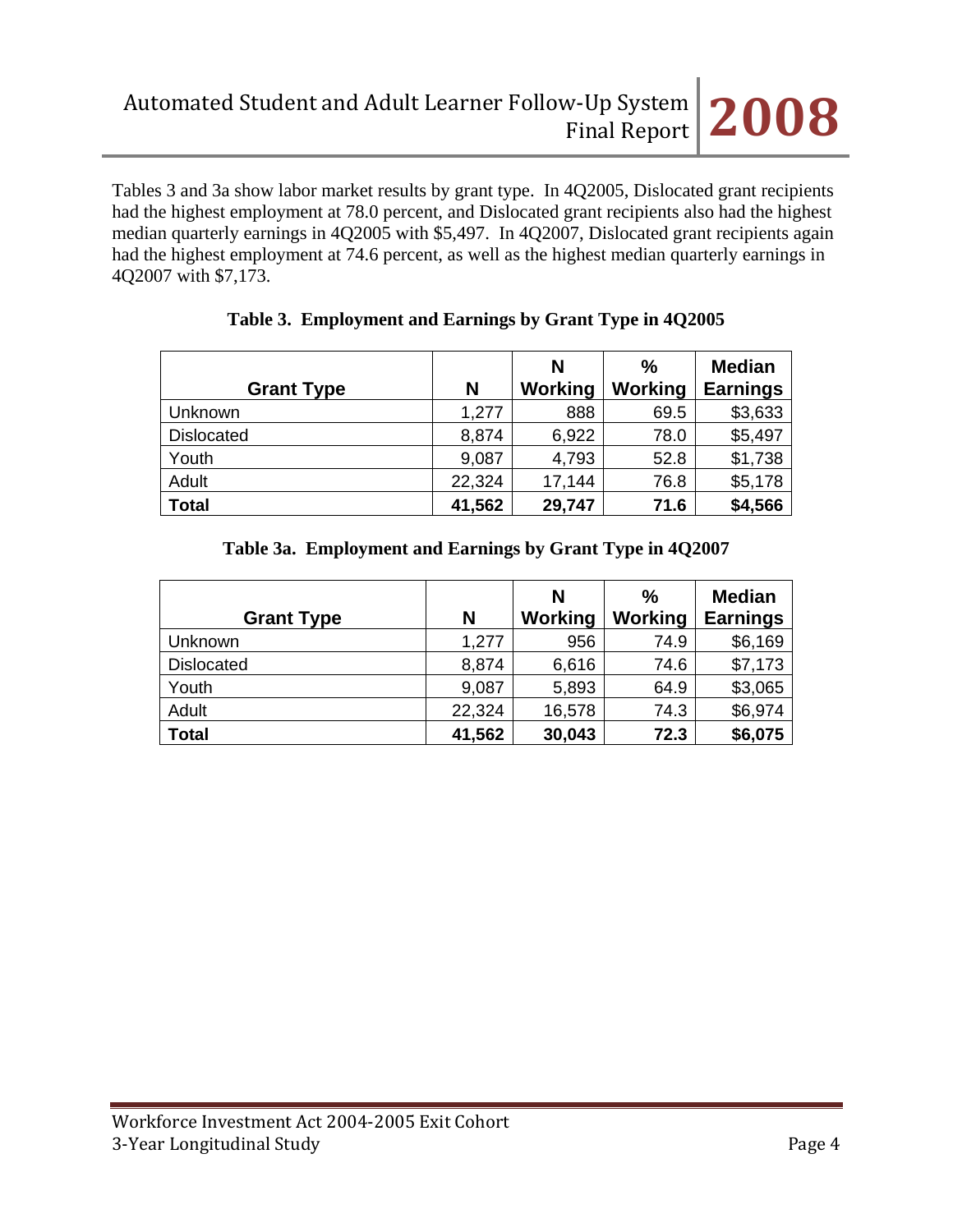Tables 3 and 3a show labor market results by grant type. In 4Q2005, Dislocated grant recipients had the highest employment at 78.0 percent, and Dislocated grant recipients also had the highest median quarterly earnings in 4Q2005 with $5,497. In 4Q2007, Dislocated grant recipients again had the highest employment at 74.6 percent, as well as the highest median quarterly earnings in 4Q2007 with $7,173.

**Table 3. Employment and Earnings by Grant Type in 4Q2005**

| Grant Type | N | N Working | % Working | Median Earnings |
|---|---|---|---|---|
| Unknown | 1,277 | 888 | 69.5 | $3,633 |
| Dislocated | 8,874 | 6,922 | 78.0 | $5,497 |
| Youth | 9,087 | 4,793 | 52.8 | $1,738 |
| Adult | 22,324 | 17,144 | 76.8 | $5,178 |
| **Total** | **41,562** | **29,747** | **71.6** | **$4,566** |

**Table 3a. Employment and Earnings by Grant Type in 4Q2007**

| Grant Type | N | N Working | % Working | Median Earnings |
|---|---|---|---|---|
| Unknown | 1,277 | 956 | 74.9 | $6,169 |
| Dislocated | 8,874 | 6,616 | 74.6 | $7,173 |
| Youth | 9,087 | 5,893 | 64.9 | $3,065 |
| Adult | 22,324 | 16,578 | 74.3 | $6,974 |
| **Total** | **41,562** | **30,043** | **72.3** | **$6,075** |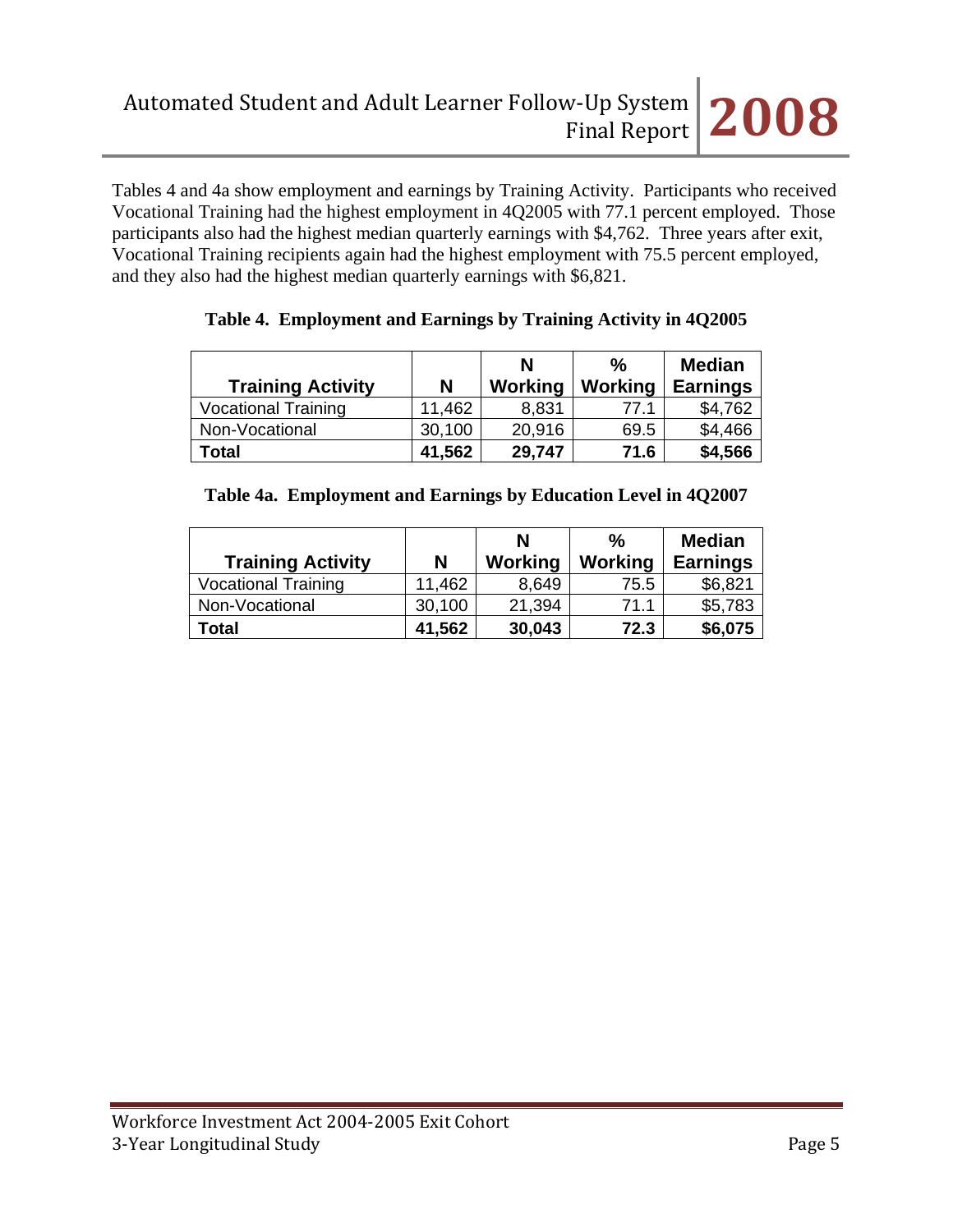Tables 4 and 4a show employment and earnings by Training Activity. Participants who received Vocational Training had the highest employment in 4Q2005 with 77.1 percent employed. Those participants also had the highest median quarterly earnings with $4,762. Three years after exit, Vocational Training recipients again had the highest employment with 75.5 percent employed, and they also had the highest median quarterly earnings with $6,821.

**Table 4. Employment and Earnings by Training Activity in 4Q2005**

| Training Activity | N | N Working | % Working | Median Earnings |
|---|---|---|---|---|
| Vocational Training | 11,462 | 8,831 | 77.1 | $4,762 |
| Non-Vocational | 30,100 | 20,916 | 69.5 | $4,466 |
| **Total** | **41,562** | **29,747** | **71.6** | **$4,566** |

**Table 4a. Employment and Earnings by Education Level in 4Q2007**

| Training Activity | N | N Working | % Working | Median Earnings |
|---|---|---|---|---|
| Vocational Training | 11,462 | 8,649 | 75.5 | $6,821 |
| Non-Vocational | 30,100 | 21,394 | 71.1 | $5,783 |
| **Total** | **41,562** | **30,043** | **72.3** | **$6,075** |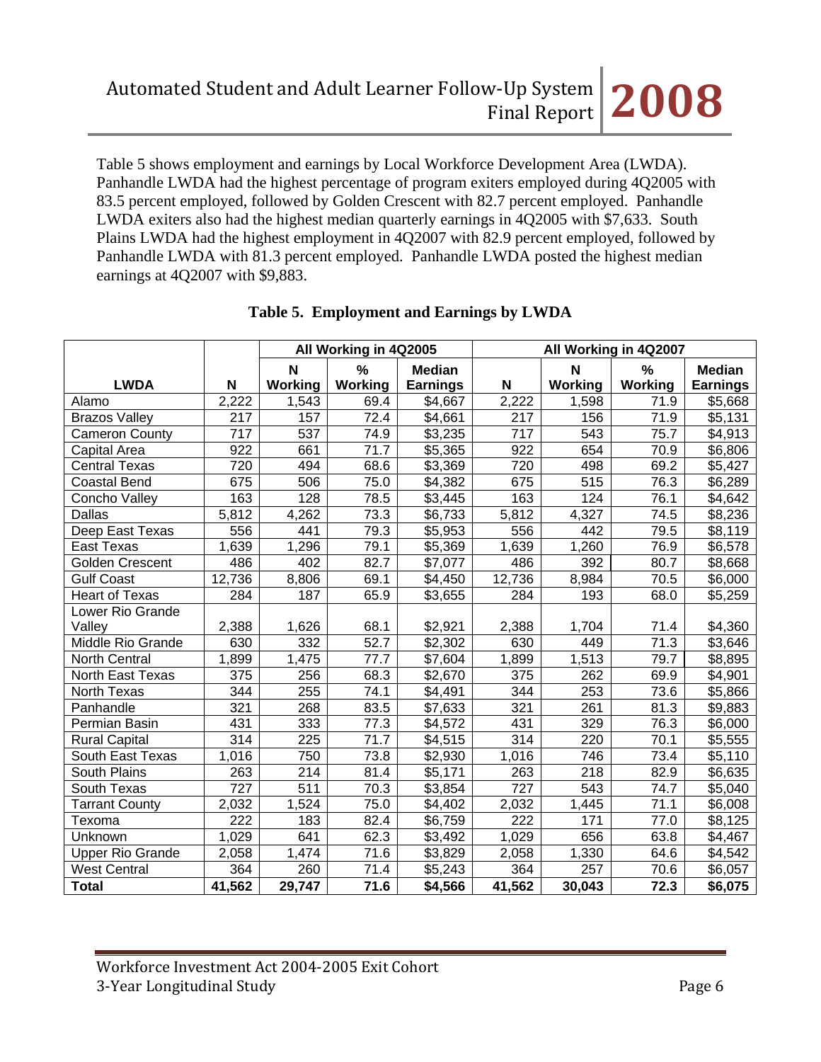Table 5 shows employment and earnings by Local Workforce Development Area (LWDA). Panhandle LWDA had the highest percentage of program exiters employed during 4Q2005 with 83.5 percent employed, followed by Golden Crescent with 82.7 percent employed. Panhandle LWDA exiters also had the highest median quarterly earnings in 4Q2005 with $7,633. South Plains LWDA had the highest employment in 4Q2007 with 82.9 percent employed, followed by Panhandle LWDA with 81.3 percent employed. Panhandle LWDA posted the highest median earnings at 4Q2007 with $9,883.

**Table 5. Employment and Earnings by LWDA**

| | | All Working in 4Q2005 | | | All Working in 4Q2007 | | | |
|---|---|---|---|---|---|---|---|---|
| **LWDA** | **N** | **N Working** | **% Working** | **Median Earnings** | **N** | **N Working** | **% Working** | **Median Earnings** |
| Alamo | 2,222 | 1,543 | 69.4 | $4,667 | 2,222 | 1,598 | 71.9 | $5,668 |
| Brazos Valley | 217 | 157 | 72.4 | $4,661 | 217 | 156 | 71.9 | $5,131 |
| Cameron County | 717 | 537 | 74.9 | $3,235 | 717 | 543 | 75.7 | $4,913 |
| Capital Area | 922 | 661 | 71.7 | $5,365 | 922 | 654 | 70.9 | $6,806 |
| Central Texas | 720 | 494 | 68.6 | $3,369 | 720 | 498 | 69.2 | $5,427 |
| Coastal Bend | 675 | 506 | 75.0 | $4,382 | 675 | 515 | 76.3 | $6,289 |
| Concho Valley | 163 | 128 | 78.5 | $3,445 | 163 | 124 | 76.1 | $4,642 |
| Dallas | 5,812 | 4,262 | 73.3 | $6,733 | 5,812 | 4,327 | 74.5 | $8,236 |
| Deep East Texas | 556 | 441 | 79.3 | $5,953 | 556 | 442 | 79.5 | $8,119 |
| East Texas | 1,639 | 1,296 | 79.1 | $5,369 | 1,639 | 1,260 | 76.9 | $6,578 |
| Golden Crescent | 486 | 402 | 82.7 | $7,077 | 486 | 392 | 80.7 | $8,668 |
| Gulf Coast | 12,736 | 8,806 | 69.1 | $4,450 | 12,736 | 8,984 | 70.5 | $6,000 |
| Heart of Texas | 284 | 187 | 65.9 | $3,655 | 284 | 193 | 68.0 | $5,259 |
| Lower Rio Grande Valley | 2,388 | 1,626 | 68.1 | $2,921 | 2,388 | 1,704 | 71.4 | $4,360 |
| Middle Rio Grande | 630 | 332 | 52.7 | $2,302 | 630 | 449 | 71.3 | $3,646 |
| North Central | 1,899 | 1,475 | 77.7 | $7,604 | 1,899 | 1,513 | 79.7 | $8,895 |
| North East Texas | 375 | 256 | 68.3 | $2,670 | 375 | 262 | 69.9 | $4,901 |
| North Texas | 344 | 255 | 74.1 | $4,491 | 344 | 253 | 73.6 | $5,866 |
| Panhandle | 321 | 268 | 83.5 | $7,633 | 321 | 261 | 81.3 | $9,883 |
| Permian Basin | 431 | 333 | 77.3 | $4,572 | 431 | 329 | 76.3 | $6,000 |
| Rural Capital | 314 | 225 | 71.7 | $4,515 | 314 | 220 | 70.1 | $5,555 |
| South East Texas | 1,016 | 750 | 73.8 | $2,930 | 1,016 | 746 | 73.4 | $5,110 |
| South Plains | 263 | 214 | 81.4 | $5,171 | 263 | 218 | 82.9 | $6,635 |
| South Texas | 727 | 511 | 70.3 | $3,854 | 727 | 543 | 74.7 | $5,040 |
| Tarrant County | 2,032 | 1,524 | 75.0 | $4,402 | 2,032 | 1,445 | 71.1 | $6,008 |
| Texoma | 222 | 183 | 82.4 | $6,759 | 222 | 171 | 77.0 | $8,125 |
| Unknown | 1,029 | 641 | 62.3 | $3,492 | 1,029 | 656 | 63.8 | $4,467 |
| Upper Rio Grande | 2,058 | 1,474 | 71.6 | $3,829 | 2,058 | 1,330 | 64.6 | $4,542 |
| West Central | 364 | 260 | 71.4 | $5,243 | 364 | 257 | 70.6 | $6,057 |
| **Total** | **41,562** | **29,747** | **71.6** | **$4,566** | **41,562** | **30,043** | **72.3** | **$6,075** |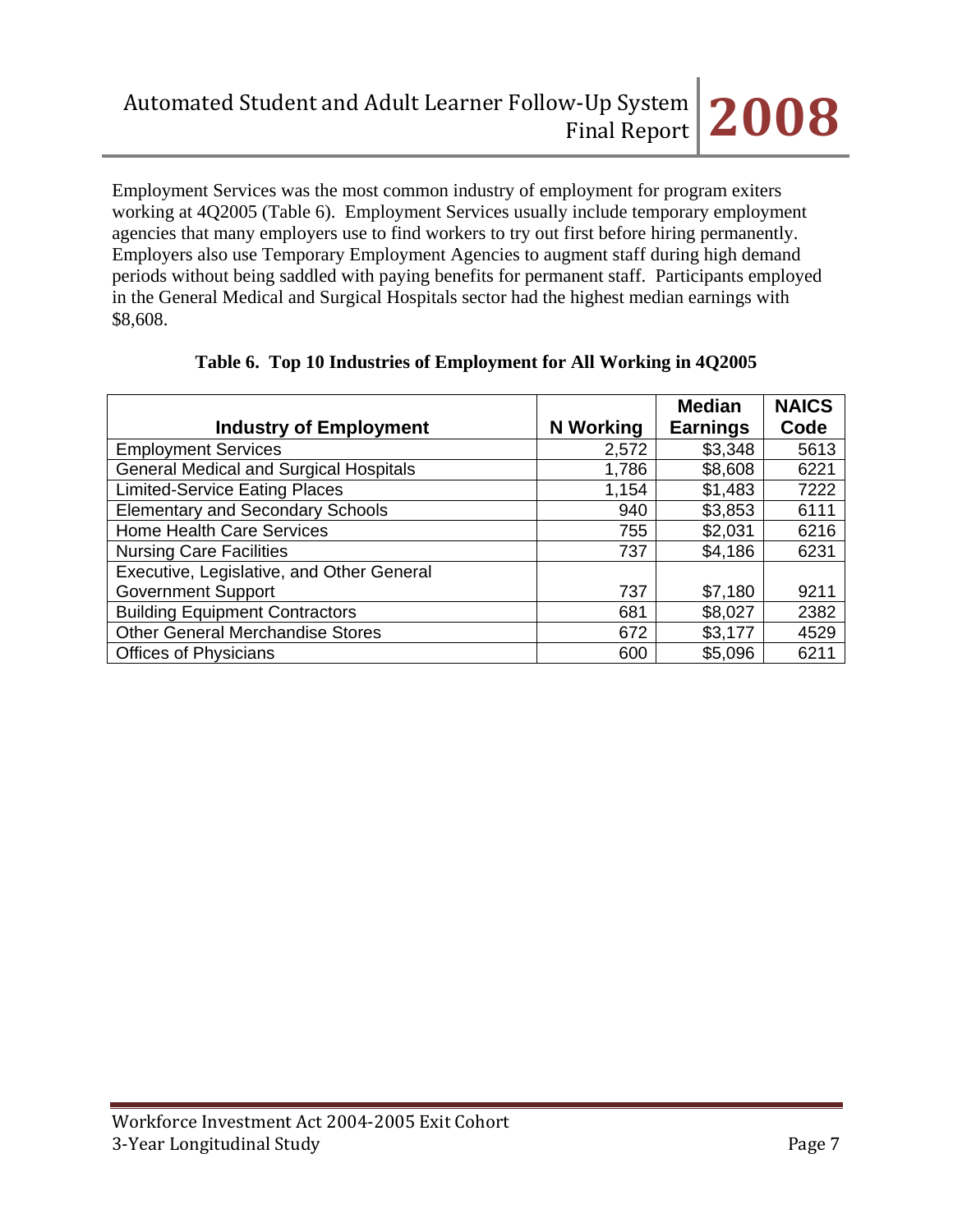Employment Services was the most common industry of employment for program exiters working at 4Q2005 (Table 6). Employment Services usually include temporary employment agencies that many employers use to find workers to try out first before hiring permanently. Employers also use Temporary Employment Agencies to augment staff during high demand periods without being saddled with paying benefits for permanent staff. Participants employed in the General Medical and Surgical Hospitals sector had the highest median earnings with $8,608.

**Table 6. Top 10 Industries of Employment for All Working in 4Q2005**

| Industry of Employment | N Working | Median Earnings | NAICS Code |
|---|---|---|---|
| Employment Services | 2,572 | $3,348 | 5613 |
| General Medical and Surgical Hospitals | 1,786 | $8,608 | 6221 |
| Limited-Service Eating Places | 1,154 | $1,483 | 7222 |
| Elementary and Secondary Schools | 940 | $3,853 | 6111 |
| Home Health Care Services | 755 | $2,031 | 6216 |
| Nursing Care Facilities | 737 | $4,186 | 6231 |
| Executive, Legislative, and Other General Government Support | 737 | $7,180 | 9211 |
| Building Equipment Contractors | 681 | $8,027 | 2382 |
| Other General Merchandise Stores | 672 | $3,177 | 4529 |
| Offices of Physicians | 600 | $5,096 | 6211 |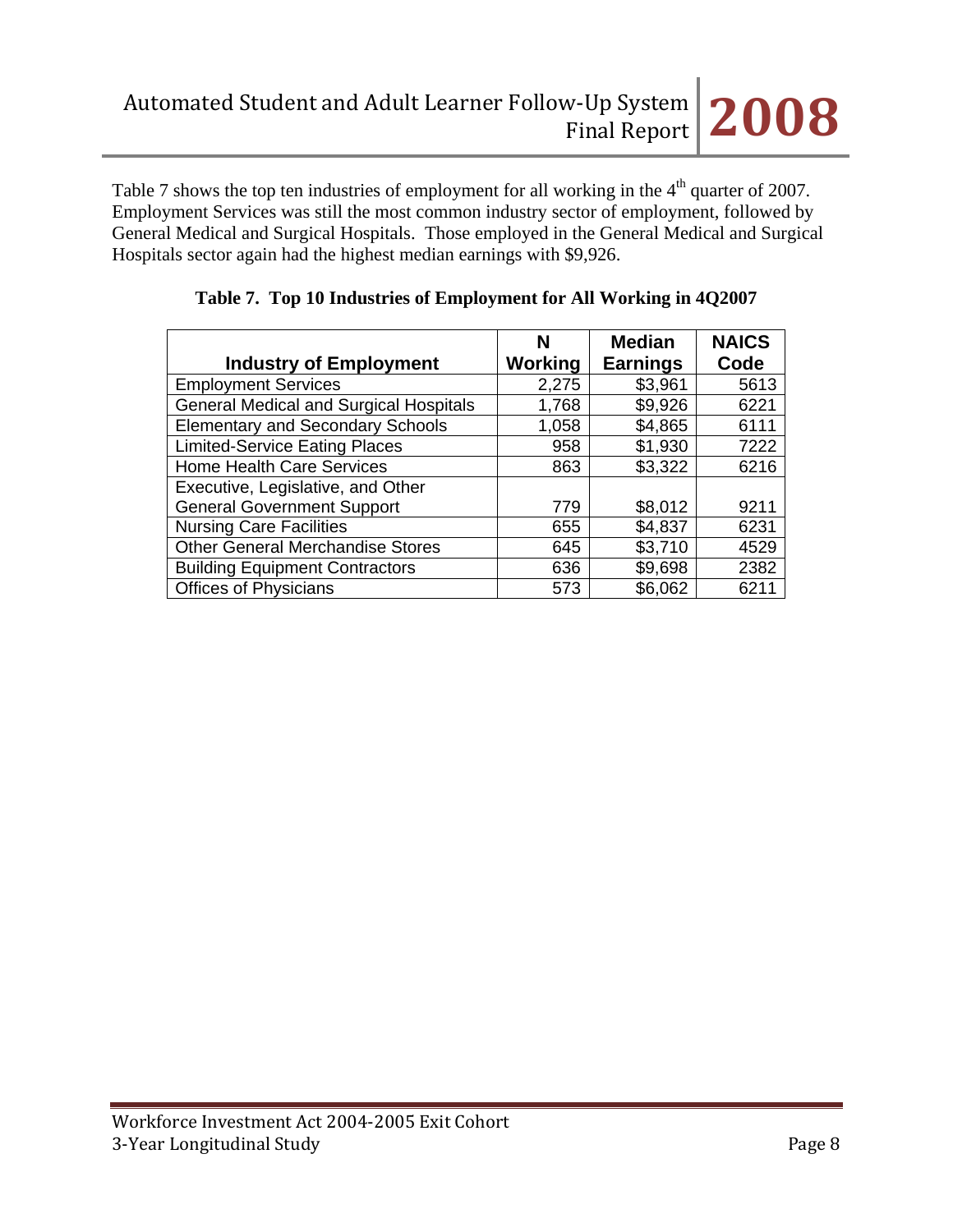Table 7 shows the top ten industries of employment for all working in the 4th quarter of 2007. Employment Services was still the most common industry sector of employment, followed by General Medical and Surgical Hospitals. Those employed in the General Medical and Surgical Hospitals sector again had the highest median earnings with $9,926.

**Table 7. Top 10 Industries of Employment for All Working in 4Q2007**

| Industry of Employment | N Working | Median Earnings | NAICS Code |
|---|---|---|---|
| Employment Services | 2,275 | $3,961 | 5613 |
| General Medical and Surgical Hospitals | 1,768 | $9,926 | 6221 |
| Elementary and Secondary Schools | 1,058 | $4,865 | 6111 |
| Limited-Service Eating Places | 958 | $1,930 | 7222 |
| Home Health Care Services | 863 | $3,322 | 6216 |
| Executive, Legislative, and Other General Government Support | 779 | $8,012 | 9211 |
| Nursing Care Facilities | 655 | $4,837 | 6231 |
| Other General Merchandise Stores | 645 | $3,710 | 4529 |
| Building Equipment Contractors | 636 | $9,698 | 2382 |
| Offices of Physicians | 573 | $6,062 | 6211 |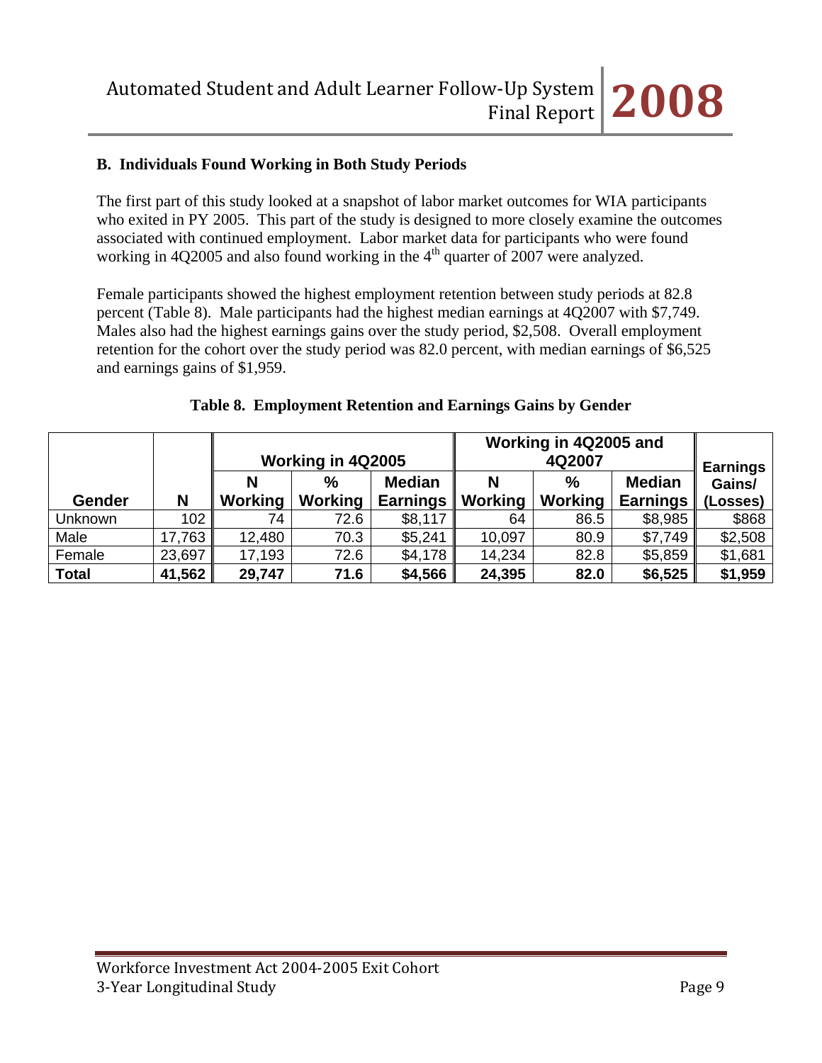### B. Individuals Found Working in Both Study Periods

The first part of this study looked at a snapshot of labor market outcomes for WIA participants who exited in PY 2005. This part of the study is designed to more closely examine the outcomes associated with continued employment. Labor market data for participants who were found working in 4Q2005 and also found working in the 4th quarter of 2007 were analyzed.

Female participants showed the highest employment retention between study periods at 82.8 percent (Table 8). Male participants had the highest median earnings at 4Q2007 with $7,749. Males also had the highest earnings gains over the study period, $2,508. Overall employment retention for the cohort over the study period was 82.0 percent, with median earnings of $6,525 and earnings gains of $1,959.

**Table 8. Employment Retention and Earnings Gains by Gender**

| | | Working in 4Q2005 | | | Working in 4Q2005 and 4Q2007 | | | |
|---|---|---|---|---|---|---|---|---|
| **Gender** | **N** | **N Working** | **% Working** | **Median Earnings** | **N Working** | **% Working** | **Median Earnings** | **Earnings Gains/ (Losses)** |
| Unknown | 102 | 74 | 72.6 | $8,117 | 64 | 86.5 | $8,985 | $868 |
| Male | 17,763 | 12,480 | 70.3 | $5,241 | 10,097 | 80.9 | $7,749 | $2,508 |
| Female | 23,697 | 17,193 | 72.6 | $4,178 | 14,234 | 82.8 | $5,859 | $1,681 |
| **Total** | **41,562** | **29,747** | **71.6** | **$4,566** | **24,395** | **82.0** | **$6,525** | **$1,959** |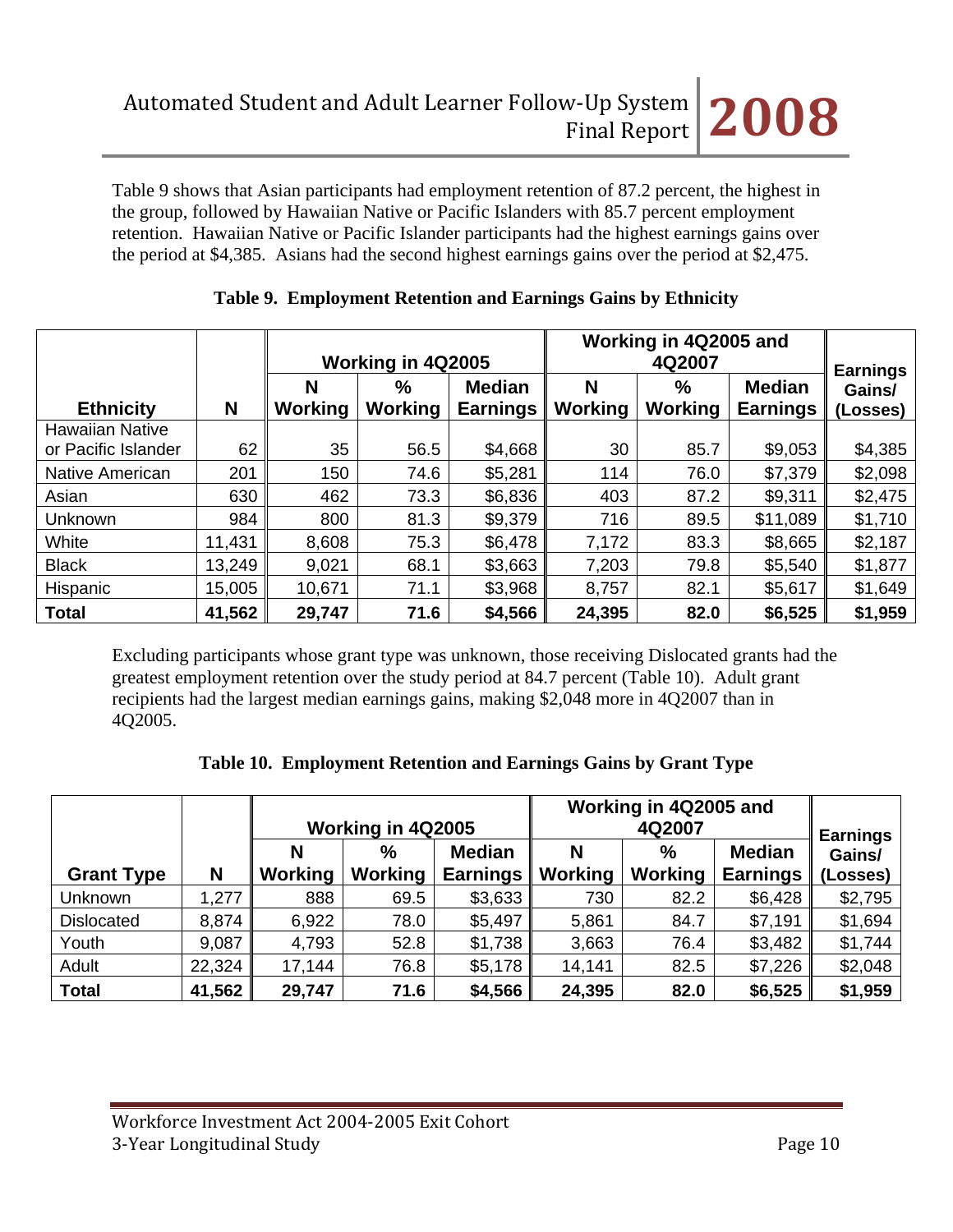Table 9 shows that Asian participants had employment retention of 87.2 percent, the highest in the group, followed by Hawaiian Native or Pacific Islanders with 85.7 percent employment retention. Hawaiian Native or Pacific Islander participants had the highest earnings gains over the period at $4,385. Asians had the second highest earnings gains over the period at $2,475.

**Table 9. Employment Retention and Earnings Gains by Ethnicity**

| | | Working in 4Q2005 | | | Working in 4Q2005 and 4Q2007 | | | Earnings Gains/ (Losses) |
|---|---|---|---|---|---|---|---|---|
| **Ethnicity** | **N** | **N Working** | **% Working** | **Median Earnings** | **N Working** | **% Working** | **Median Earnings** | |
| Hawaiian Native or Pacific Islander | 62 | 35 | 56.5 | $4,668 | 30 | 85.7 | $9,053 | $4,385 |
| Native American | 201 | 150 | 74.6 | $5,281 | 114 | 76.0 | $7,379 | $2,098 |
| Asian | 630 | 462 | 73.3 | $6,836 | 403 | 87.2 | $9,311 | $2,475 |
| Unknown | 984 | 800 | 81.3 | $9,379 | 716 | 89.5 | $11,089 | $1,710 |
| White | 11,431 | 8,608 | 75.3 | $6,478 | 7,172 | 83.3 | $8,665 | $2,187 |
| Black | 13,249 | 9,021 | 68.1 | $3,663 | 7,203 | 79.8 | $5,540 | $1,877 |
| Hispanic | 15,005 | 10,671 | 71.1 | $3,968 | 8,757 | 82.1 | $5,617 | $1,649 |
| **Total** | **41,562** | **29,747** | **71.6** | **$4,566** | **24,395** | **82.0** | **$6,525** | **$1,959** |

Excluding participants whose grant type was unknown, those receiving Dislocated grants had the greatest employment retention over the study period at 84.7 percent (Table 10). Adult grant recipients had the largest median earnings gains, making $2,048 more in 4Q2007 than in 4Q2005.

**Table 10. Employment Retention and Earnings Gains by Grant Type**

| | | Working in 4Q2005 | | | Working in 4Q2005 and 4Q2007 | | | Earnings Gains/ (Losses) |
|---|---|---|---|---|---|---|---|---|
| **Grant Type** | **N** | **N Working** | **% Working** | **Median Earnings** | **N Working** | **% Working** | **Median Earnings** | |
| Unknown | 1,277 | 888 | 69.5 | $3,633 | 730 | 82.2 | $6,428 | $2,795 |
| Dislocated | 8,874 | 6,922 | 78.0 | $5,497 | 5,861 | 84.7 | $7,191 | $1,694 |
| Youth | 9,087 | 4,793 | 52.8 | $1,738 | 3,663 | 76.4 | $3,482 | $1,744 |
| Adult | 22,324 | 17,144 | 76.8 | $5,178 | 14,141 | 82.5 | $7,226 | $2,048 |
| **Total** | **41,562** | **29,747** | **71.6** | **$4,566** | **24,395** | **82.0** | **$6,525** | **$1,959** |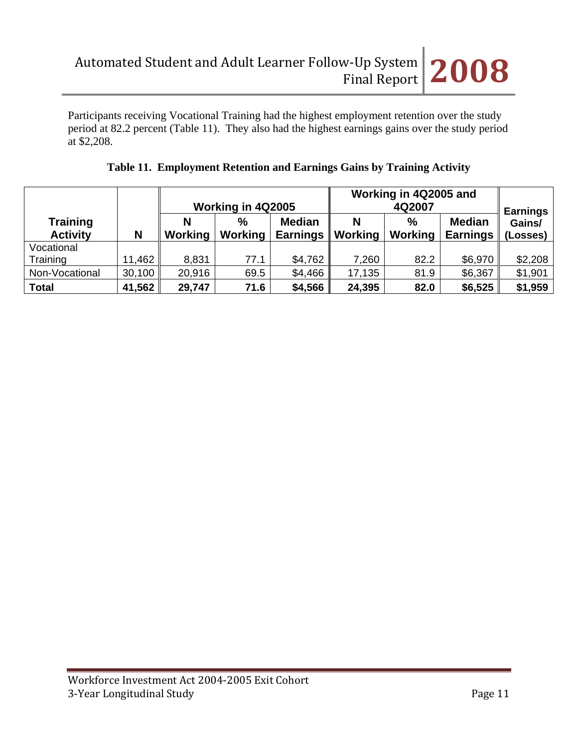Participants receiving Vocational Training had the highest employment retention over the study period at 82.2 percent (Table 11). They also had the highest earnings gains over the study period at $2,208.

**Table 11. Employment Retention and Earnings Gains by Training Activity**

| | | Working in 4Q2005 | | | Working in 4Q2005 and 4Q2007 | | | Earnings Gains/ (Losses) |
|---|---|---|---|---|---|---|---|---|
| **Training Activity** | **N** | **N Working** | **% Working** | **Median Earnings** | **N Working** | **% Working** | **Median Earnings** | |
| Vocational Training | 11,462 | 8,831 | 77.1 | $4,762 | 7,260 | 82.2 | $6,970 | $2,208 |
| Non-Vocational | 30,100 | 20,916 | 69.5 | $4,466 | 17,135 | 81.9 | $6,367 | $1,901 |
| **Total** | **41,562** | **29,747** | **71.6** | **$4,566** | **24,395** | **82.0** | **$6,525** | **$1,959** |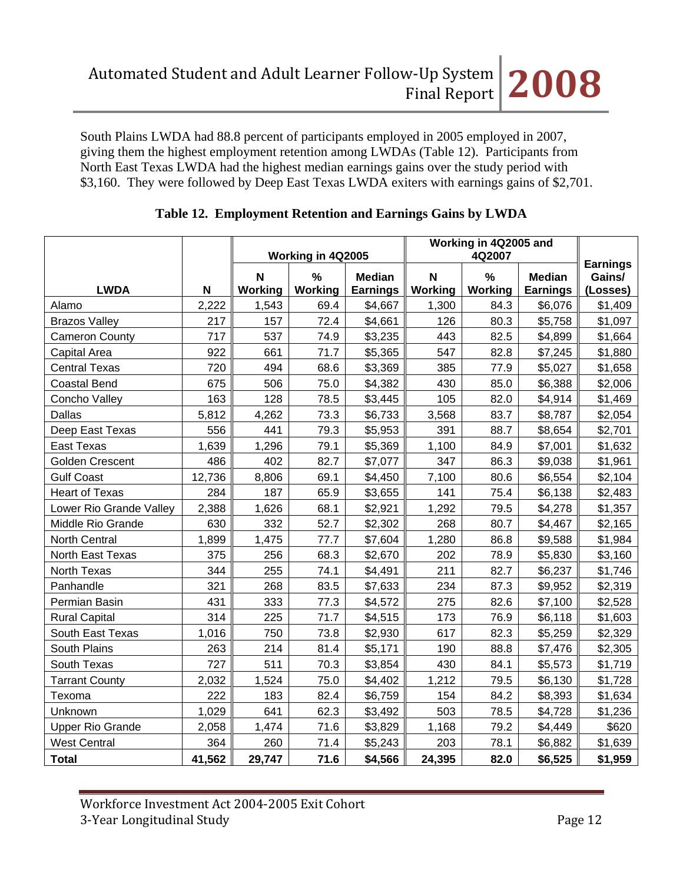South Plains LWDA had 88.8 percent of participants employed in 2005 employed in 2007, giving them the highest employment retention among LWDAs (Table 12). Participants from North East Texas LWDA had the highest median earnings gains over the study period with $3,160. They were followed by Deep East Texas LWDA exiters with earnings gains of $2,701.

**Table 12. Employment Retention and Earnings Gains by LWDA**

| | | Working in 4Q2005 | | | Working in 4Q2005 and 4Q2007 | | | |
|---|---|---|---|---|---|---|---|---|
| **LWDA** | **N** | **N Working** | **% Working** | **Median Earnings** | **N Working** | **% Working** | **Median Earnings** | **Earnings Gains/ (Losses)** |
| Alamo | 2,222 | 1,543 | 69.4 | $4,667 | 1,300 | 84.3 | $6,076 | $1,409 |
| Brazos Valley | 217 | 157 | 72.4 | $4,661 | 126 | 80.3 | $5,758 | $1,097 |
| Cameron County | 717 | 537 | 74.9 | $3,235 | 443 | 82.5 | $4,899 | $1,664 |
| Capital Area | 922 | 661 | 71.7 | $5,365 | 547 | 82.8 | $7,245 | $1,880 |
| Central Texas | 720 | 494 | 68.6 | $3,369 | 385 | 77.9 | $5,027 | $1,658 |
| Coastal Bend | 675 | 506 | 75.0 | $4,382 | 430 | 85.0 | $6,388 | $2,006 |
| Concho Valley | 163 | 128 | 78.5 | $3,445 | 105 | 82.0 | $4,914 | $1,469 |
| Dallas | 5,812 | 4,262 | 73.3 | $6,733 | 3,568 | 83.7 | $8,787 | $2,054 |
| Deep East Texas | 556 | 441 | 79.3 | $5,953 | 391 | 88.7 | $8,654 | $2,701 |
| East Texas | 1,639 | 1,296 | 79.1 | $5,369 | 1,100 | 84.9 | $7,001 | $1,632 |
| Golden Crescent | 486 | 402 | 82.7 | $7,077 | 347 | 86.3 | $9,038 | $1,961 |
| Gulf Coast | 12,736 | 8,806 | 69.1 | $4,450 | 7,100 | 80.6 | $6,554 | $2,104 |
| Heart of Texas | 284 | 187 | 65.9 | $3,655 | 141 | 75.4 | $6,138 | $2,483 |
| Lower Rio Grande Valley | 2,388 | 1,626 | 68.1 | $2,921 | 1,292 | 79.5 | $4,278 | $1,357 |
| Middle Rio Grande | 630 | 332 | 52.7 | $2,302 | 268 | 80.7 | $4,467 | $2,165 |
| North Central | 1,899 | 1,475 | 77.7 | $7,604 | 1,280 | 86.8 | $9,588 | $1,984 |
| North East Texas | 375 | 256 | 68.3 | $2,670 | 202 | 78.9 | $5,830 | $3,160 |
| North Texas | 344 | 255 | 74.1 | $4,491 | 211 | 82.7 | $6,237 | $1,746 |
| Panhandle | 321 | 268 | 83.5 | $7,633 | 234 | 87.3 | $9,952 | $2,319 |
| Permian Basin | 431 | 333 | 77.3 | $4,572 | 275 | 82.6 | $7,100 | $2,528 |
| Rural Capital | 314 | 225 | 71.7 | $4,515 | 173 | 76.9 | $6,118 | $1,603 |
| South East Texas | 1,016 | 750 | 73.8 | $2,930 | 617 | 82.3 | $5,259 | $2,329 |
| South Plains | 263 | 214 | 81.4 | $5,171 | 190 | 88.8 | $7,476 | $2,305 |
| South Texas | 727 | 511 | 70.3 | $3,854 | 430 | 84.1 | $5,573 | $1,719 |
| Tarrant County | 2,032 | 1,524 | 75.0 | $4,402 | 1,212 | 79.5 | $6,130 | $1,728 |
| Texoma | 222 | 183 | 82.4 | $6,759 | 154 | 84.2 | $8,393 | $1,634 |
| Unknown | 1,029 | 641 | 62.3 | $3,492 | 503 | 78.5 | $4,728 | $1,236 |
| Upper Rio Grande | 2,058 | 1,474 | 71.6 | $3,829 | 1,168 | 79.2 | $4,449 | $620 |
| West Central | 364 | 260 | 71.4 | $5,243 | 203 | 78.1 | $6,882 | $1,639 |
| **Total** | **41,562** | **29,747** | **71.6** | **$4,566** | **24,395** | **82.0** | **$6,525** | **$1,959** |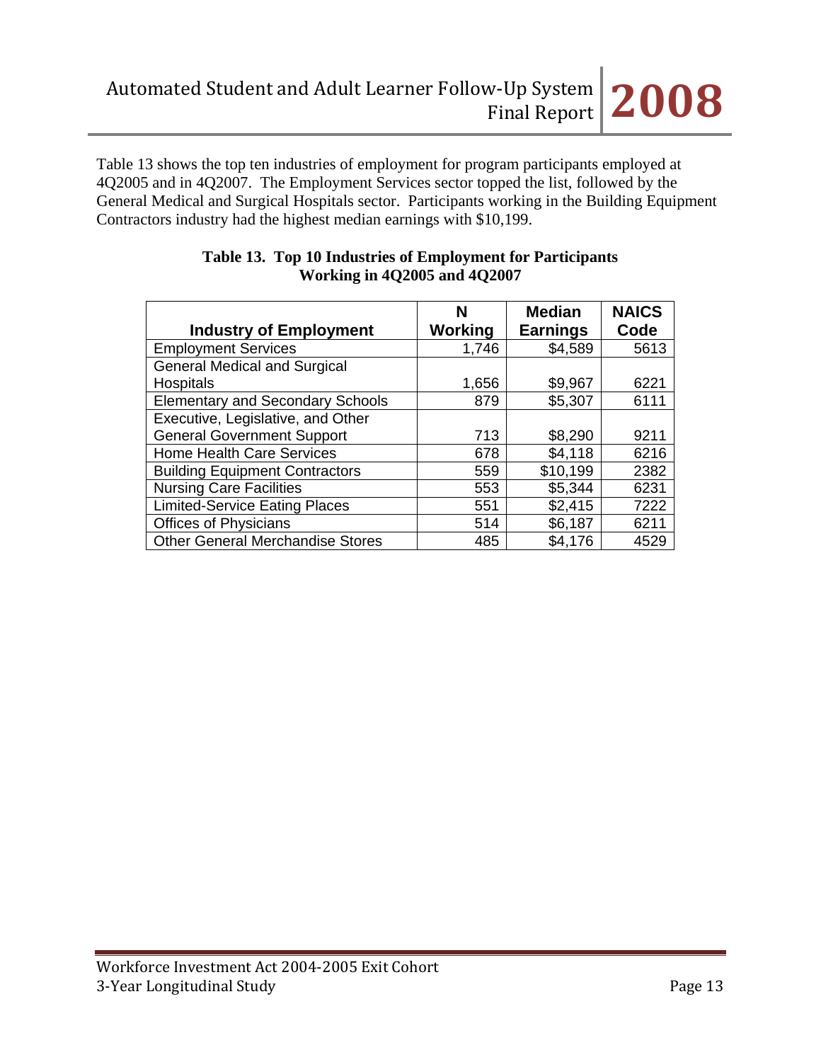Table 13 shows the top ten industries of employment for program participants employed at 4Q2005 and in 4Q2007. The Employment Services sector topped the list, followed by the General Medical and Surgical Hospitals sector. Participants working in the Building Equipment Contractors industry had the highest median earnings with $10,199.

**Table 13. Top 10 Industries of Employment for Participants Working in 4Q2005 and 4Q2007**

| Industry of Employment | N Working | Median Earnings | NAICS Code |
|---|---|---|---|
| Employment Services | 1,746 | $4,589 | 5613 |
| General Medical and Surgical Hospitals | 1,656 | $9,967 | 6221 |
| Elementary and Secondary Schools | 879 | $5,307 | 6111 |
| Executive, Legislative, and Other General Government Support | 713 | $8,290 | 9211 |
| Home Health Care Services | 678 | $4,118 | 6216 |
| Building Equipment Contractors | 559 | $10,199 | 2382 |
| Nursing Care Facilities | 553 | $5,344 | 6231 |
| Limited-Service Eating Places | 551 | $2,415 | 7222 |
| Offices of Physicians | 514 | $6,187 | 6211 |
| Other General Merchandise Stores | 485 | $4,176 | 4529 |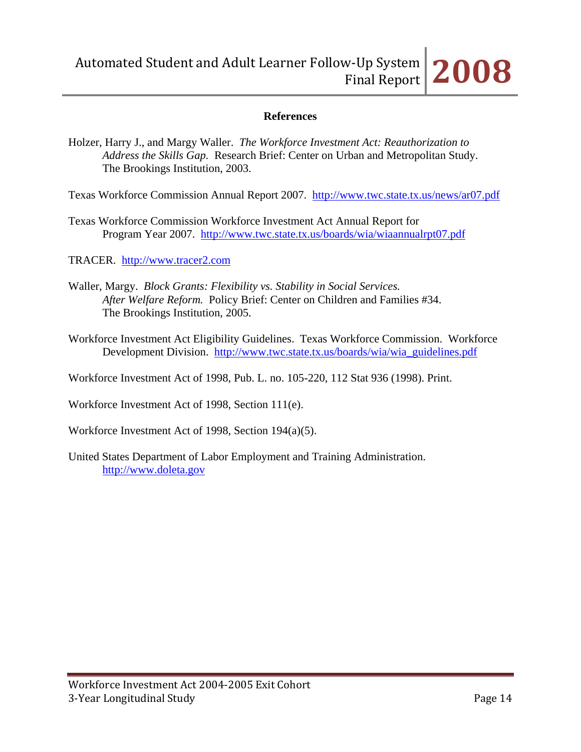## References

Holzer, Harry J., and Margy Waller. *The Workforce Investment Act: Reauthorization to Address the Skills Gap.* Research Brief: Center on Urban and Metropolitan Study. The Brookings Institution, 2003.

Texas Workforce Commission Annual Report 2007. http://www.twc.state.tx.us/news/ar07.pdf

Texas Workforce Commission Workforce Investment Act Annual Report for Program Year 2007. http://www.twc.state.tx.us/boards/wia/wiaannualrpt07.pdf

TRACER. http://www.tracer2.com

Waller, Margy. *Block Grants: Flexibility vs. Stability in Social Services. After Welfare Reform.* Policy Brief: Center on Children and Families #34. The Brookings Institution, 2005.

Workforce Investment Act Eligibility Guidelines. Texas Workforce Commission. Workforce Development Division. http://www.twc.state.tx.us/boards/wia/wia_guidelines.pdf

Workforce Investment Act of 1998, Pub. L. no. 105-220, 112 Stat 936 (1998). Print.

Workforce Investment Act of 1998, Section 111(e).

Workforce Investment Act of 1998, Section 194(a)(5).

United States Department of Labor Employment and Training Administration. http://www.doleta.gov